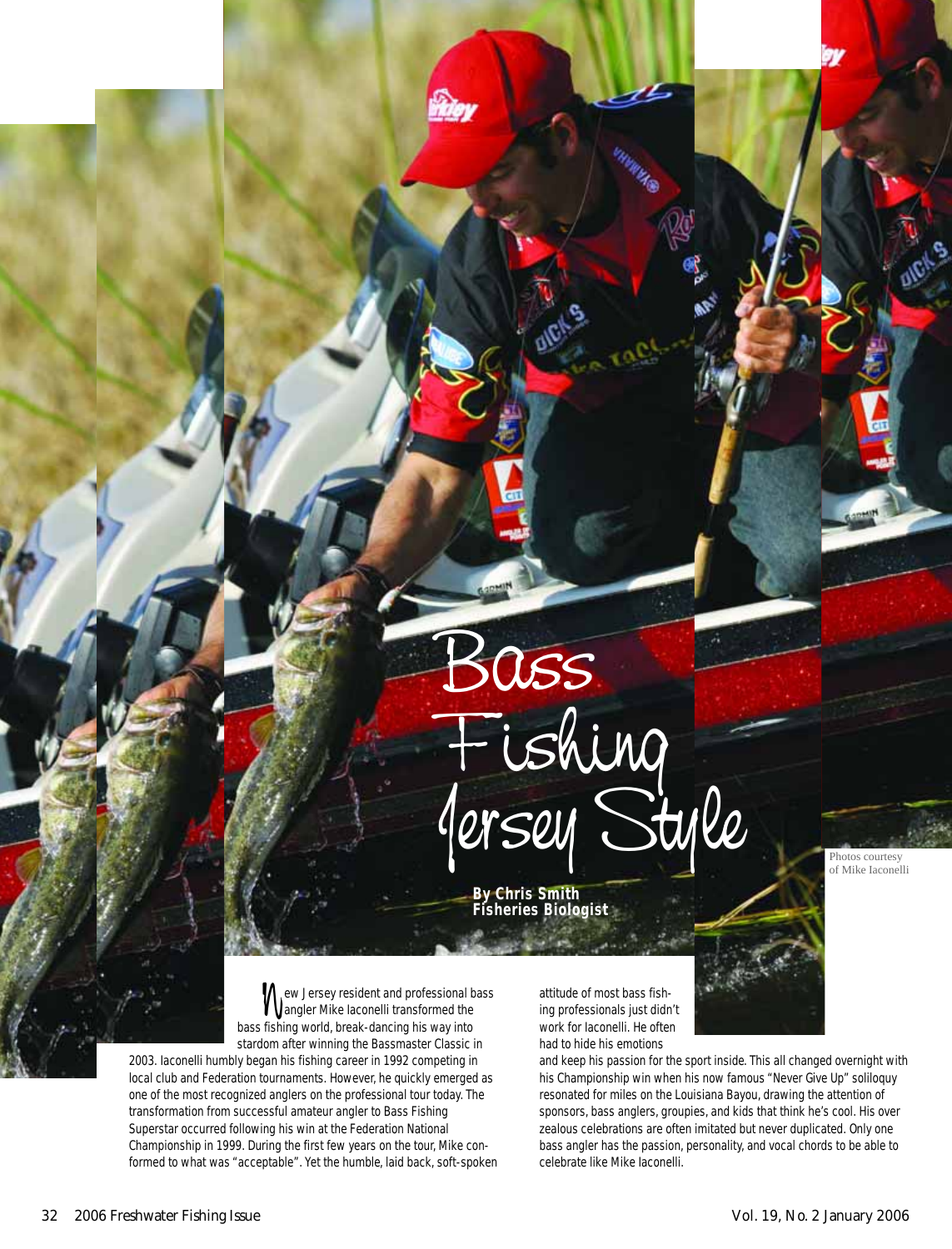# Bass Fishing Jersey Style

**By Chris Smith**
**Fisheries Biologist**

Photos courtesy of Mike Iaconelli

New Jersey resident and professional bass angler Mike Iaconelli transformed the bass fishing world, break-dancing his way into stardom after winning the Bassmaster Classic in 2003. Iaconelli humbly began his fishing career in 1992 competing in local club and Federation tournaments. However, he quickly emerged as one of the most recognized anglers on the professional tour today. The transformation from successful amateur angler to Bass Fishing Superstar occurred following his win at the Federation National Championship in 1999. During the first few years on the tour, Mike conformed to what was "acceptable". Yet the humble, laid back, soft-spoken attitude of most bass fishing professionals just didn't work for Iaconelli. He often had to hide his emotions and keep his passion for the sport inside. This all changed overnight with his Championship win when his now famous "Never Give Up" soliloquy resonated for miles on the Louisiana Bayou, drawing the attention of sponsors, bass anglers, groupies, and kids that think he's cool. His over zealous celebrations are often imitated but never duplicated. Only one bass angler has the passion, personality, and vocal chords to be able to celebrate like Mike Iaconelli.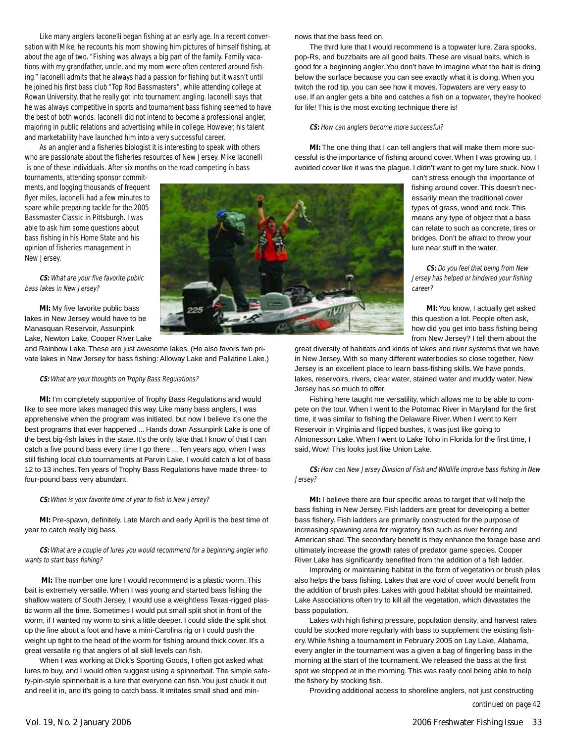Like many anglers Iaconelli began fishing at an early age. In a recent conversation with Mike, he recounts his mom showing him pictures of himself fishing, at about the age of two. "Fishing was always a big part of the family. Family vacations with my grandfather, uncle, and my mom were often centered around fishing." Iaconelli admits that he always had a passion for fishing but it wasn't until he joined his first bass club "Top Rod Bassmasters", while attending college at Rowan University, that he really got into tournament angling. Iaconelli says that he was always competitive in sports and tournament bass fishing seemed to have the best of both worlds. Iaconelli did not intend to become a professional angler, majoring in public relations and advertising while in college. However, his talent and marketability have launched him into a very successful career.

As an angler and a fisheries biologist it is interesting to speak with others who are passionate about the fisheries resources of New Jersey. Mike Iaconelli is one of these individuals. After six months on the road competing in bass tournaments, attending sponsor commitments, and logging thousands of frequent flyer miles, Iaconelli had a few minutes to spare while preparing tackle for the 2005 Bassmaster Classic in Pittsburgh. I was able to ask him some questions about bass fishing in his Home State and his opinion of fisheries management in New Jersey.

***CS:*** *What are your five favorite public bass lakes in New Jersey?*

**MI:** My five favorite public bass lakes in New Jersey would have to be Manasquan Reservoir, Assunpink Lake, Newton Lake, Cooper River Lake and Rainbow Lake. These are just awesome lakes. (He also favors two private lakes in New Jersey for bass fishing: Alloway Lake and Pallatine Lake.)

***CS:*** *What are your thoughts on Trophy Bass Regulations?*

**MI:** I'm completely supportive of Trophy Bass Regulations and would like to see more lakes managed this way. Like many bass anglers, I was apprehensive when the program was initiated, but now I believe it's one the best programs that ever happened ... Hands down Assunpink Lake is one of the best big-fish lakes in the state. It's the only lake that I know of that I can catch a five pound bass every time I go there ... Ten years ago, when I was still fishing local club tournaments at Parvin Lake, I would catch a lot of bass 12 to 13 inches. Ten years of Trophy Bass Regulations have made three- to four-pound bass very abundant.

***CS:*** *When is your favorite time of year to fish in New Jersey?*

**MI:** Pre-spawn, definitely. Late March and early April is the best time of year to catch really big bass.

***CS:*** *What are a couple of lures you would recommend for a beginning angler who wants to start bass fishing?*

**MI:** The number one lure I would recommend is a plastic worm. This bait is extremely versatile. When I was young and started bass fishing the shallow waters of South Jersey, I would use a weightless Texas-rigged plastic worm all the time. Sometimes I would put small split shot in front of the worm, if I wanted my worm to sink a little deeper. I could slide the split shot up the line about a foot and have a mini-Carolina rig or I could push the weight up tight to the head of the worm for fishing around thick cover. It's a great versatile rig that anglers of all skill levels can fish.

When I was working at Dick's Sporting Goods, I often got asked what lures to buy, and I would often suggest using a spinnerbait. The simple safety-pin-style spinnerbait is a lure that everyone can fish. You just chuck it out and reel it in, and it's going to catch bass. It imitates small shad and minnows that the bass feed on.

The third lure that I would recommend is a topwater lure. Zara spooks, pop-Rs, and buzzbaits are all good baits. These are visual baits, which is good for a beginning angler. You don't have to imagine what the bait is doing below the surface because you can see exactly what it is doing. When you twitch the rod tip, you can see how it moves. Topwaters are very easy to use. If an angler gets a bite and catches a fish on a topwater, they're hooked for life! This is the most exciting technique there is!

***CS:*** *How can anglers become more successful?*

**MI:** The one thing that I can tell anglers that will make them more successful is the importance of fishing around cover. When I was growing up, I avoided cover like it was the plague. I didn't want to get my lure stuck. Now I can't stress enough the importance of fishing around cover. This doesn't necessarily mean the traditional cover types of grass, wood and rock. This means any type of object that a bass can relate to such as concrete, tires or bridges. Don't be afraid to throw your lure near stuff in the water.

***CS:*** *Do you feel that being from New Jersey has helped or hindered your fishing career?*

**MI:** You know, I actually get asked this question a lot. People often ask, how did you get into bass fishing being from New Jersey? I tell them about the great diversity of habitats and kinds of lakes and river systems that we have in New Jersey. With so many different waterbodies so close together, New Jersey is an excellent place to learn bass-fishing skills. We have ponds, lakes, reservoirs, rivers, clear water, stained water and muddy water. New Jersey has so much to offer.

Fishing here taught me versatility, which allows me to be able to compete on the tour. When I went to the Potomac River in Maryland for the first time, it was similar to fishing the Delaware River. When I went to Kerr Reservoir in Virginia and flipped bushes, it was just like going to Almonesson Lake. When I went to Lake Toho in Florida for the first time, I said, Wow! This looks just like Union Lake.

***CS:*** *How can New Jersey Division of Fish and Wildlife improve bass fishing in New Jersey?*

**MI:** I believe there are four specific areas to target that will help the bass fishing in New Jersey. Fish ladders are great for developing a better bass fishery. Fish ladders are primarily constructed for the purpose of increasing spawning area for migratory fish such as river herring and American shad. The secondary benefit is they enhance the forage base and ultimately increase the growth rates of predator game species. Cooper River Lake has significantly benefited from the addition of a fish ladder.

Improving or maintaining habitat in the form of vegetation or brush piles also helps the bass fishing. Lakes that are void of cover would benefit from the addition of brush piles. Lakes with good habitat should be maintained. Lake Associations often try to kill all the vegetation, which devastates the bass population.

Lakes with high fishing pressure, population density, and harvest rates could be stocked more regularly with bass to supplement the existing fishery. While fishing a tournament in February 2005 on Lay Lake, Alabama, every angler in the tournament was a given a bag of fingerling bass in the morning at the start of the tournament. We released the bass at the first spot we stopped at in the morning. This was really cool being able to help the fishery by stocking fish.

Providing additional access to shoreline anglers, not just constructing

*continued on page 42*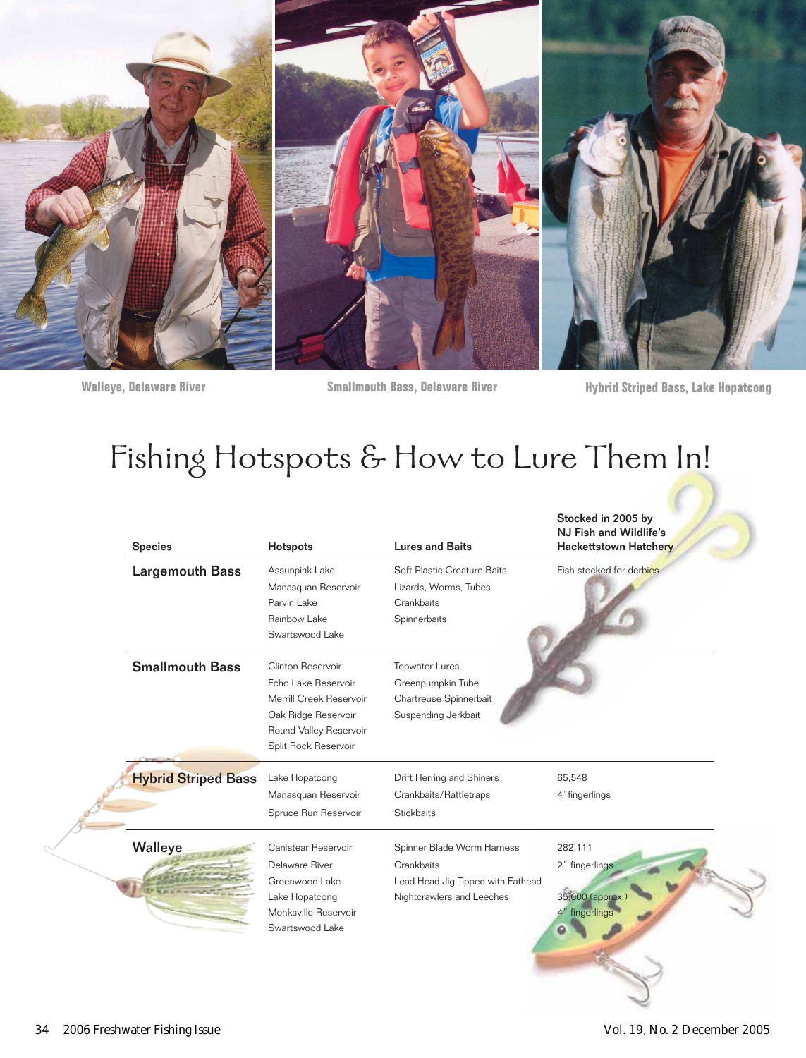Walleye, Delaware River

Smallmouth Bass, Delaware River

Hybrid Striped Bass, Lake Hopatcong

# Fishing Hotspots & How to Lure Them In!

| Species | Hotspots | Lures and Baits | Stocked in 2005 by NJ Fish and Wildlife's Hackettstown Hatchery |
|---|---|---|---|
| **Largemouth Bass** | Assunpink Lake<br>Manasquan Reservoir<br>Parvin Lake<br>Rainbow Lake<br>Swartswood Lake | Soft Plastic Creature Baits<br>Lizards, Worms, Tubes<br>Crankbaits<br>Spinnerbaits | Fish stocked for derbies |
| **Smallmouth Bass** | Clinton Reservoir<br>Echo Lake Reservoir<br>Merrill Creek Reservoir<br>Oak Ridge Reservoir<br>Round Valley Reservoir<br>Split Rock Reservoir | Topwater Lures<br>Greenpumpkin Tube<br>Chartreuse Spinnerbait<br>Suspending Jerkbait | |
| **Hybrid Striped Bass** | Lake Hopatcong<br>Manasquan Reservoir<br>Spruce Run Reservoir | Drift Herring and Shiners<br>Crankbaits/Rattletraps<br>Stickbaits | 65,548<br>4" fingerlings |
| **Walleye** | Canistear Reservoir<br>Delaware River<br>Greenwood Lake<br>Lake Hopatcong<br>Monksville Reservoir<br>Swartswood Lake | Spinner Blade Worm Harness<br>Crankbaits<br>Lead Head Jig Tipped with Fathead<br>Nightcrawlers and Leeches | 282,111<br>2" fingerlings<br>35,000 (approx.)<br>4" fingerlings |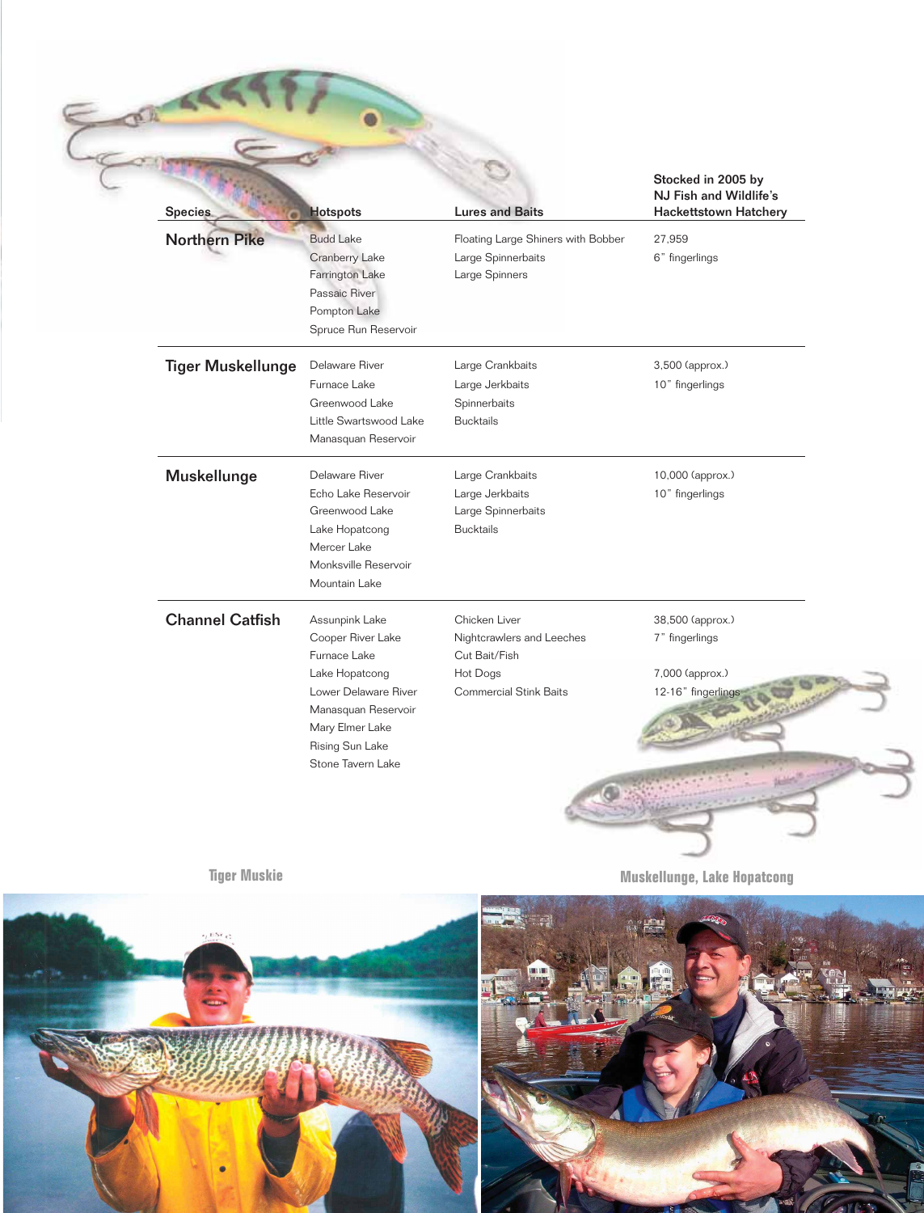| Species | Hotspots | Lures and Baits | Stocked in 2005 by NJ Fish and Wildlife's Hackettstown Hatchery |
|---|---|---|---|
| **Northern Pike** | Budd Lake<br>Cranberry Lake<br>Farrington Lake<br>Passaic River<br>Pompton Lake<br>Spruce Run Reservoir | Floating Large Shiners with Bobber<br>Large Spinnerbaits<br>Large Spinners | 27,959<br>6" fingerlings |
| **Tiger Muskellunge** | Delaware River<br>Furnace Lake<br>Greenwood Lake<br>Little Swartswood Lake<br>Manasquan Reservoir | Large Crankbaits<br>Large Jerkbaits<br>Spinnerbaits<br>Bucktails | 3,500 (approx.)<br>10" fingerlings |
| **Muskellunge** | Delaware River<br>Echo Lake Reservoir<br>Greenwood Lake<br>Lake Hopatcong<br>Mercer Lake<br>Monksville Reservoir<br>Mountain Lake | Large Crankbaits<br>Large Jerkbaits<br>Large Spinnerbaits<br>Bucktails | 10,000 (approx.)<br>10" fingerlings |
| **Channel Catfish** | Assunpink Lake<br>Cooper River Lake<br>Furnace Lake<br>Lake Hopatcong<br>Lower Delaware River<br>Manasquan Reservoir<br>Mary Elmer Lake<br>Rising Sun Lake<br>Stone Tavern Lake | Chicken Liver<br>Nightcrawlers and Leeches<br>Cut Bait/Fish<br>Hot Dogs<br>Commercial Stink Baits | 38,500 (approx.)<br>7" fingerlings<br><br>7,000 (approx.)<br>12-16" fingerlings |

Tiger Muskie

Muskellunge, Lake Hopatcong